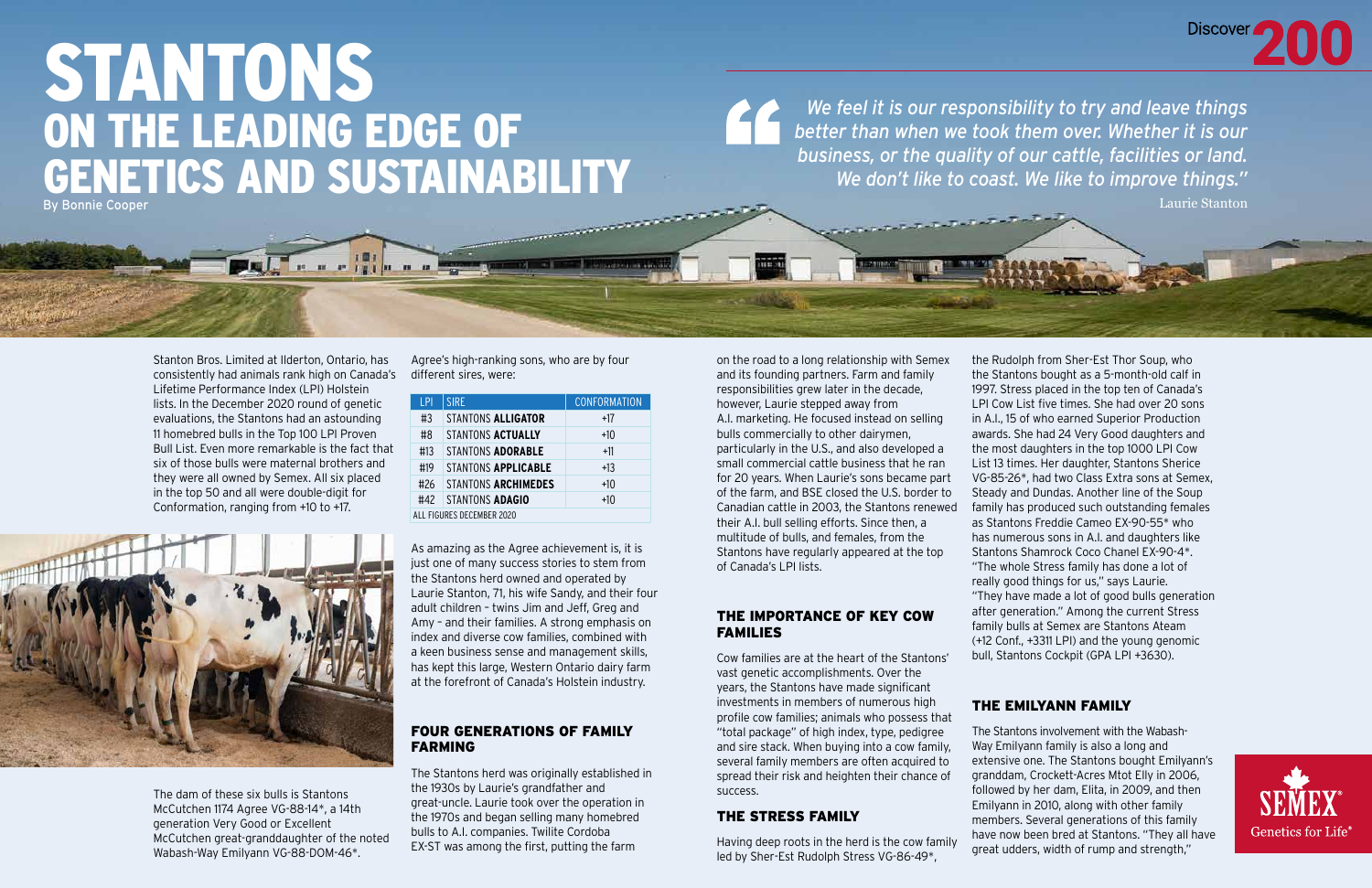# STANTONS
## ON THE LEADING EDGE OF GENETICS AND SUSTAINABILITY

By Bonnie Cooper

> *We feel it is our responsibility to try and leave things better than when we took them over. Whether it is our business, or the quality of our cattle, facilities or land. We don't like to coast. We like to improve things."*
>
> Laurie Stanton

Stanton Bros. Limited at Ilderton, Ontario, has consistently had animals rank high on Canada's Lifetime Performance Index (LPI) Holstein lists. In the December 2020 round of genetic evaluations, the Stantons had an astounding 11 homebred bulls in the Top 100 LPI Proven Bull List. Even more remarkable is the fact that six of those bulls were maternal brothers and they were all owned by Semex. All six placed in the top 50 and all were double-digit for Conformation, ranging from +10 to +17.

The dam of these six bulls is Stantons McCutchen 1174 Agree VG-88-14*, a 14th generation Very Good or Excellent McCutchen great-granddaughter of the noted Wabash-Way Emilyann VG-88-DOM-46*.

Agree's high-ranking sons, who are by four different sires, were:

| LPI | SIRE | CONFORMATION |
|---|---|---|
| #3 | STANTONS **ALLIGATOR** | +17 |
| #8 | STANTONS **ACTUALLY** | +10 |
| #13 | STANTONS **ADORABLE** | +11 |
| #19 | STANTONS **APPLICABLE** | +13 |
| #26 | STANTONS **ARCHIMEDES** | +10 |
| #42 | STANTONS **ADAGIO** | +10 |
| ALL FIGURES DECEMBER 2020 | | |

As amazing as the Agree achievement is, it is just one of many success stories to stem from the Stantons herd owned and operated by Laurie Stanton, 71, his wife Sandy, and their four adult children – twins Jim and Jeff, Greg and Amy – and their families. A strong emphasis on index and diverse cow families, combined with a keen business sense and management skills, has kept this large, Western Ontario dairy farm at the forefront of Canada's Holstein industry.

### FOUR GENERATIONS OF FAMILY FARMING

The Stantons herd was originally established in the 1930s by Laurie's grandfather and great-uncle. Laurie took over the operation in the 1970s and began selling many homebred bulls to A.I. companies. Twilite Cordoba EX-ST was among the first, putting the farm on the road to a long relationship with Semex and its founding partners. Farm and family responsibilities grew later in the decade, however, Laurie stepped away from A.I. marketing. He focused instead on selling bulls commercially to other dairymen, particularly in the U.S., and also developed a small commercial cattle business that he ran for 20 years. When Laurie's sons became part of the farm, and BSE closed the U.S. border to Canadian cattle in 2003, the Stantons renewed their A.I. bull selling efforts. Since then, a multitude of bulls, and females, from the Stantons have regularly appeared at the top of Canada's LPI lists.

### THE IMPORTANCE OF KEY COW FAMILIES

Cow families are at the heart of the Stantons' vast genetic accomplishments. Over the years, the Stantons have made significant investments in members of numerous high profile cow families; animals who possess that "total package" of high index, type, pedigree and sire stack. When buying into a cow family, several family members are often acquired to spread their risk and heighten their chance of success.

### THE STRESS FAMILY

Having deep roots in the herd is the cow family led by Sher-Est Rudolph Stress VG-86-49*, the Rudolph from Sher-Est Thor Soup, who the Stantons bought as a 5-month-old calf in 1997. Stress placed in the top ten of Canada's LPI Cow List five times. She had over 20 sons in A.I., 15 of who earned Superior Production awards. She had 24 Very Good daughters and the most daughters in the top 1000 LPI Cow List 13 times. Her daughter, Stantons Sherice VG-85-26*, had two Class Extra sons at Semex, Steady and Dundas. Another line of the Stress family has produced such outstanding females as Stantons Freddie Cameo EX-90-55* who has numerous sons in A.I. and daughters like Stantons Shamrock Coco Chanel EX-90-4*. "The whole Stress family has done a lot of really good things for us," says Laurie. "They have made a lot of good bulls generation after generation." Among the current Stress family bulls at Semex are Stantons Ateam (+12 Conf., +3311 LPI) and the young genomic bull, Stantons Cockpit (GPA LPI +3630).

### THE EMILYANN FAMILY

The Stantons involvement with the Wabash-Way Emilyann family is also a long and extensive one. The Stantons bought Emilyann's granddam, Crockett-Acres Mtot Elly in 2006, followed by her dam, Elita, in 2009, and then Emilyann in 2010, along with other family members. Several generations of this family have now been bred at Stantons. "They all have great udders, width of rump and strength,"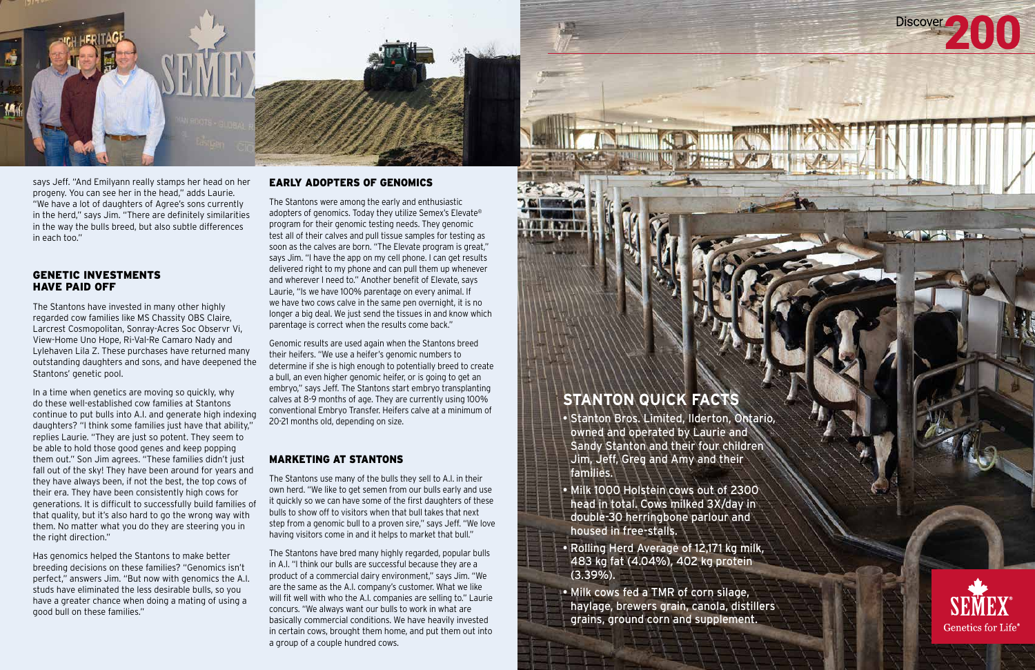says Jeff. "And Emilyann really stamps her head on her progeny. You can see her in the head," adds Laurie. "We have a lot of daughters of Agree's sons currently in the herd," says Jim. "There are definitely similarities in the way the bulls breed, but also subtle differences in each too."

## GENETIC INVESTMENTS HAVE PAID OFF

The Stantons have invested in many other highly regarded cow families like MS Chassity OBS Claire, Larcrest Cosmopolitan, Sonray-Acres Soc Observr Vi, View-Home Uno Hope, Ri-Val-Re Camaro Nady and Lylehaven Lila Z. These purchases have returned many outstanding daughters and sons, and have deepened the Stantons' genetic pool.

In a time when genetics are moving so quickly, why do these well-established cow families at Stantons continue to put bulls into A.I. and generate high indexing daughters? "I think some families just have that ability," replies Laurie. "They are just so potent. They seem to be able to hold those good genes and keep popping them out." Son Jim agrees. "These families didn't just fall out of the sky! They have been around for years and they have always been, if not the best, the top cows of their era. They have been consistently high cows for generations. It is difficult to successfully build families of that quality, but it's also hard to go the wrong way with them. No matter what you do they are steering you in the right direction."

Has genomics helped the Stantons to make better breeding decisions on these families? "Genomics isn't perfect," answers Jim. "But now with genomics the A.I. studs have eliminated the less desirable bulls, so you have a greater chance when doing a mating of using a good bull on these families."

## EARLY ADOPTERS OF GENOMICS

The Stantons were among the early and enthusiastic adopters of genomics. Today they utilize Semex's Elevate® program for their genomic testing needs. They genomic test all of their calves and pull tissue samples for testing as soon as the calves are born. "The Elevate program is great," says Jim. "I have the app on my cell phone. I can get results delivered right to my phone and can pull them up whenever and wherever I need to." Another benefit of Elevate, says Laurie, "Is we have 100% parentage on every animal. If we have two cows calve in the same pen overnight, it is no longer a big deal. We just send the tissues in and know which parentage is correct when the results come back."

Genomic results are used again when the Stantons breed their heifers. "We use a heifer's genomic numbers to determine if she is high enough to potentially breed to create a bull, an even higher genomic heifer, or is going to get an embryo," says Jeff. The Stantons start embryo transplanting calves at 8-9 months of age. They are currently using 100% conventional Embryo Transfer. Heifers calve at a minimum of 20-21 months old, depending on size.

## MARKETING AT STANTONS

The Stantons use many of the bulls they sell to A.I. in their own herd. "We like to get semen from our bulls early and use it quickly so we can have some of the first daughters of these bulls to show off to visitors when that bull takes that next step from a genomic bull to a proven sire," says Jeff. "We love having visitors come in and it helps to market that bull."

The Stantons have bred many highly regarded, popular bulls in A.I. "I think our bulls are successful because they are a product of a commercial dairy environment," says Jim. "We are the same as the A.I. company's customer. What we like will fit well with who the A.I. companies are selling to." Laurie concurs. "We always want our bulls to work in what are basically commercial conditions. We have heavily invested in certain cows, brought them home, and put them out into a group of a couple hundred cows.

## STANTON QUICK FACTS

- Stanton Bros. Limited, Ilderton, Ontario, owned and operated by Laurie and Sandy Stanton and their four children Jim, Jeff, Greg and Amy and their families.
- Milk 1000 Holstein cows out of 2300 head in total. Cows milked 3X/day in double-30 herringbone parlour and housed in free-stalls.
- Rolling Herd Average of 12,171 kg milk, 483 kg fat (4.04%), 402 kg protein (3.39%).
- Milk cows fed a TMR of corn silage, haylage, brewers grain, canola, distillers grains, ground corn and supplement.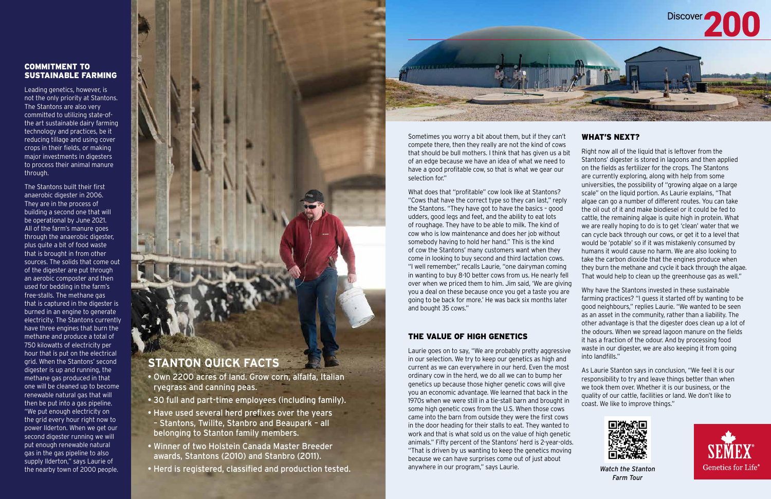## COMMITMENT TO SUSTAINABLE FARMING

Leading genetics, however, is not the only priority at Stantons. The Stantons are also very committed to utilizing state-of-the art sustainable dairy farming technology and practices, be it reducing tillage and using cover crops in their fields, or making major investments in digesters to process their animal manure through.

The Stantons built their first anaerobic digester in 2006. They are in the process of building a second one that will be operational by June 2021. All of the farm's manure goes through the anaerobic digester, plus quite a bit of food waste that is brought in from other sources. The solids that come out of the digester are put through an aerobic composter and then used for bedding in the farm's free-stalls. The methane gas that is captured in the digester is burned in an engine to generate electricity. The Stantons currently have three engines that burn the methane and produce a total of 750 kilowatts of electricity per hour that is put on the electrical grid. When the Stantons' second digester is up and running, the methane gas produced in that one will be cleaned up to become renewable natural gas that will then be put into a gas pipeline. "We put enough electricity on the grid every hour right now to power Ilderton. When we get our second digester running we will put enough renewable natural gas in the gas pipeline to also supply Ilderton," says Laurie of the nearby town of 2000 people.

## STANTON QUICK FACTS

- Own 2200 acres of land. Grow corn, alfalfa, Italian ryegrass and canning peas.
- 30 full and part-time employees (including family).
- Have used several herd prefixes over the years – Stantons, Twilite, Stanbro and Beaupark – all belonging to Stanton family members.
- Winner of two Holstein Canada Master Breeder awards, Stantons (2010) and Stanbro (2011).
- Herd is registered, classified and production tested.

Sometimes you worry a bit about them, but if they can't compete there, then they really are not the kind of cows that should be bull mothers. I think that has given us a bit of an edge because we have an idea of what we need to have a good profitable cow, so that is what we gear our selection for."

What does that "profitable" cow look like at Stantons? "Cows that have the correct type so they can last," reply the Stantons. "They have got to have the basics – good udders, good legs and feet, and the ability to eat lots of roughage. They have to be able to milk. The kind of cow who is low maintenance and does her job without somebody having to hold her hand." This is the kind of cow the Stantons' many customers want when they come in looking to buy second and third lactation cows. "I well remember," recalls Laurie, "one dairyman coming in wanting to buy 8-10 better cows from us. He nearly fell over when we priced them to him. Jim said, 'We are giving you a deal on these because once you get a taste you are going to be back for more.' He was back six months later and bought 35 cows."

## THE VALUE OF HIGH GENETICS

Laurie goes on to say, "We are probably pretty aggressive in our selection. We try to keep our genetics as high and current as we can everywhere in our herd. Even the most ordinary cow in the herd, we do all we can to bump her genetics up because those higher genetic cows will give you an economic advantage. We learned that back in the 1970s when we were still in a tie-stall barn and brought in some high genetic cows from the U.S. When those cows came into the barn from outside they were the first cows in the door heading for their stalls to eat. They wanted to work and that is what sold us on the value of high genetic animals." Fifty percent of the Stantons' herd is 2-year-olds. "That is driven by us wanting to keep the genetics moving because we can have surprises come out of just about anywhere in our program," says Laurie.

## WHAT'S NEXT?

Right now all of the liquid that is leftover from the Stantons' digester is stored in lagoons and then applied on the fields as fertilizer for the crops. The Stantons are currently exploring, along with help from some universities, the possibility of "growing algae on a large scale" on the liquid portion. As Laurie explains, "That algae can go a number of different routes. You can take the oil out of it and make biodiesel or it could be fed to cattle, the remaining algae is quite high in protein. What we are really hoping to do is to get 'clean' water that we can cycle back through our cows, or get it to a level that would be 'potable' so if it was mistakenly consumed by humans it would cause no harm. We are also looking to take the carbon dioxide that the engines produce when they burn the methane and cycle it back through the algae. That would help to clean up the greenhouse gas as well."

Why have the Stantons invested in these sustainable farming practices? "I guess it started off by wanting to be good neighbours," replies Laurie. "We wanted to be seen as an asset in the community, rather than a liability. The other advantage is that the digester does clean up a lot of the odours. When we spread lagoon manure on the fields it has a fraction of the odour. And by processing food waste in our digester, we are also keeping it from going into landfills."

As Laurie Stanton says in conclusion, "We feel it is our responsibility to try and leave things better than when we took them over. Whether it is our business, or the quality of our cattle, facilities or land. We don't like to coast. We like to improve things."

*Watch the Stanton Farm Tour*